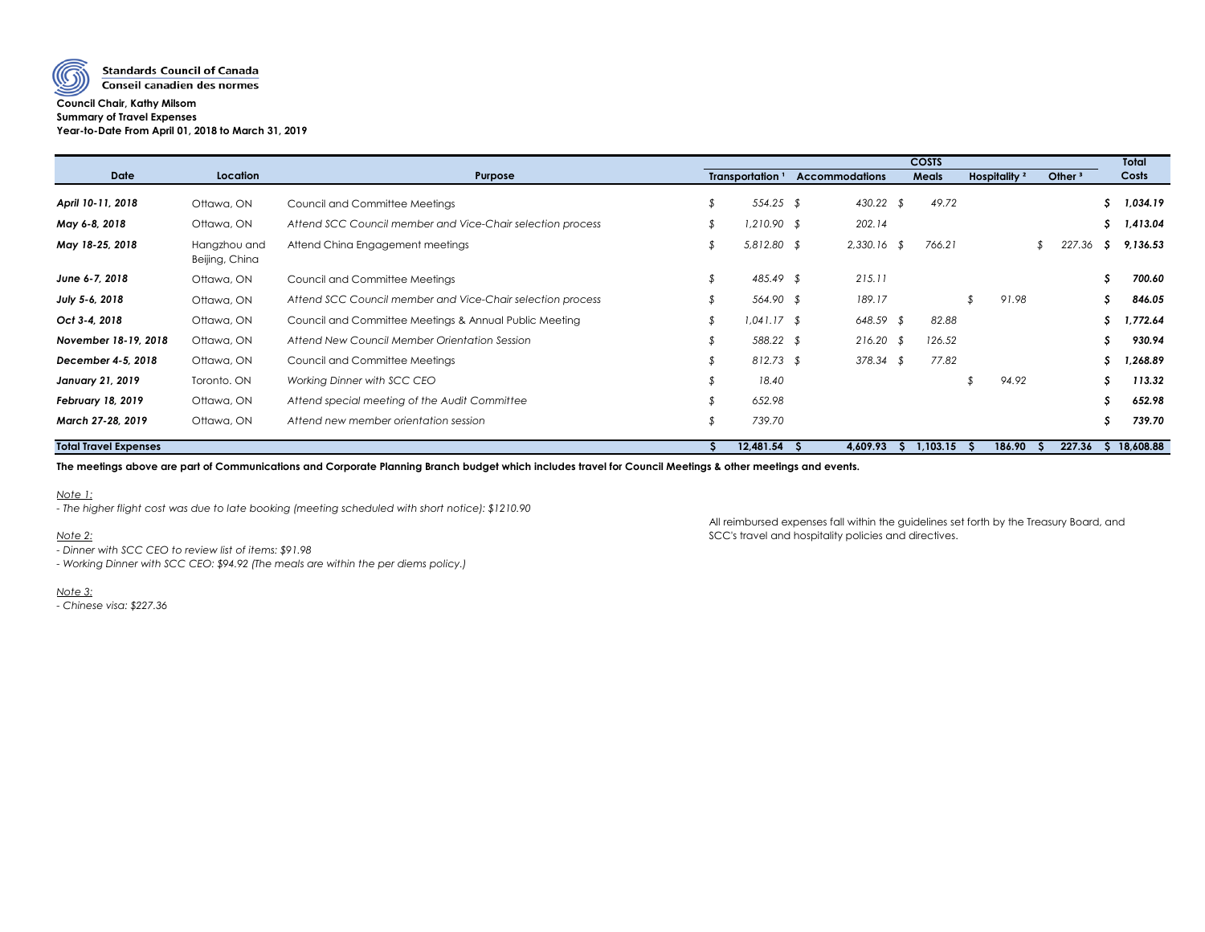**Standards Council of Canada**
**Conseil canadien des normes**

**Council Chair, Kathy Milsom**
**Summary of Travel Expenses**
**Year-to-Date From April 01, 2018 to March 31, 2019**

| Date | Location | Purpose | COSTS | | | | | Total |
|---|---|---|---|---|---|---|---|---|
| | | | Transportation [1] | Accommodations | Meals | Hospitality [2] | Other [3] | Costs |
| ***April 10-11, 2018*** | Ottawa, ON | Council and Committee Meetings | $ 554.25 | $ 430.22 | $ 49.72 | | | $ 1,034.19 |
| ***May 6-8, 2018*** | Ottawa, ON | *Attend SCC Council member and Vice-Chair selection process* | $ 1,210.90 | $ 202.14 | | | | $ 1,413.04 |
| ***May 18-25, 2018*** | Hangzhou and Beijing, China | Attend China Engagement meetings | $ 5,812.80 | $ 2,330.16 | $ 766.21 | | $ 227.36 | $ 9,136.53 |
| ***June 6-7, 2018*** | Ottawa, ON | Council and Committee Meetings | $ 485.49 | $ 215.11 | | | | $ 700.60 |
| ***July 5-6, 2018*** | Ottawa, ON | *Attend SCC Council member and Vice-Chair selection process* | $ 564.90 | $ 189.17 | | $ 91.98 | | $ 846.05 |
| ***Oct 3-4, 2018*** | Ottawa, ON | Council and Committee Meetings & Annual Public Meeting | $ 1,041.17 | $ 648.59 | $ 82.88 | | | $ 1,772.64 |
| ***November 18-19, 2018*** | Ottawa, ON | *Attend New Council Member Orientation Session* | $ 588.22 | $ 216.20 | $ 126.52 | | | $ 930.94 |
| ***December 4-5, 2018*** | Ottawa, ON | Council and Committee Meetings | $ 812.73 | $ 378.34 | $ 77.82 | | | $ 1,268.89 |
| ***January 21, 2019*** | Toronto. ON | *Working Dinner with SCC CEO* | $ 18.40 | | | $ 94.92 | | $ 113.32 |
| ***February 18, 2019*** | Ottawa, ON | *Attend special meeting of the Audit Committee* | $ 652.98 | | | | | $ 652.98 |
| ***March 27-28, 2019*** | Ottawa, ON | *Attend new member orientation session* | $ 739.70 | | | | | $ 739.70 |
| **Total Travel Expenses** | | | **$ 12,481.54** | **$ 4,609.93** | **$ 1,103.15** | **$ 186.90** | **$ 227.36** | **$ 18,608.88** |

**The meetings above are part of Communications and Corporate Planning Branch budget which includes travel for Council Meetings & other meetings and events.**

*Note 1:*
*- The higher flight cost was due to late booking (meeting scheduled with short notice): $1210.90*

*Note 2:*
*- Dinner with SCC CEO to review list of items: $91.98*
*- Working Dinner with SCC CEO: $94.92 (The meals are within the per diems policy.)*

*Note 3:*
*- Chinese visa: $227.36*

All reimbursed expenses fall within the guidelines set forth by the Treasury Board, and SCC's travel and hospitality policies and directives.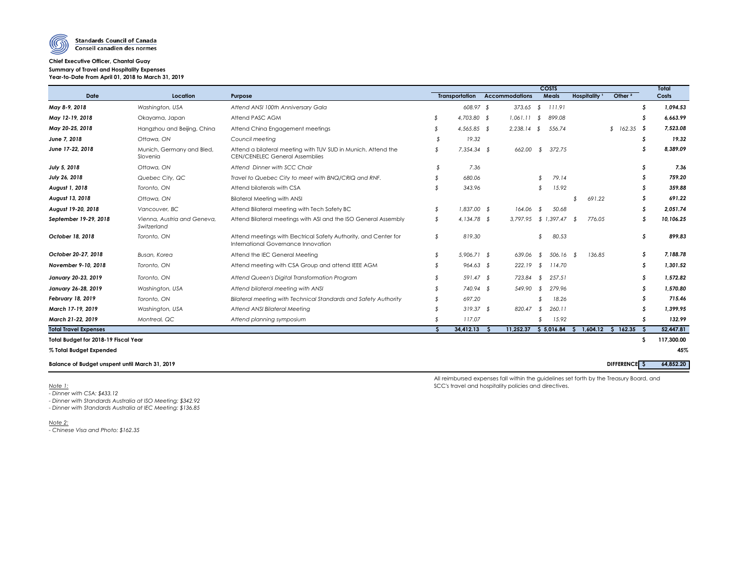**Standards Council of Canada**
**Conseil canadien des normes**

**Chief Executive Officer, Chantal Guay**
**Summary of Travel and Hospitality Expenses**
**Year-to-Date From April 01, 2018 to March 31, 2019**

| Date | Location | Purpose | COSTS Transportation | Accommodations | Meals | Hospitality [1] | Other [2] | Total Costs |
|---|---|---|---|---|---|---|---|---|
| ***May 8-9, 2018*** | *Washington, USA* | *Attend ANSI 100th Anniversary Gala* | *608.97* | *$ 373.65* | *$ 111.91* | | | ***$ 1,094.53*** |
| ***May 12-19, 2018*** | Okayama, Japan | Attend PASC AGM | *$ 4,703.80* | *$ 1,061.11* | *$ 899.08* | | | ***$ 6,663.99*** |
| ***May 20-25, 2018*** | Hangzhou and Beijing, China | Attend China Engagement meetings | *$ 4,565.85* | *$ 2,238.14* | *$ 556.74* | | *$ 162.35* | ***$ 7,523.08*** |
| ***June 7, 2018*** | *Ottawa, ON* | *Council meeting* | *$ 19.32* | | | | | ***$ 19.32*** |
| ***June 17-22, 2018*** | Munich, Germany and Bled, Slovenia | Attend a bilateral meeting with TUV SUD in Munich. Attend the CEN/CENELEC General Assemblies | *$ 7,354.34* | *$ 662.00* | *$ 372.75* | | | ***$ 8,389.09*** |
| ***July 5, 2018*** | *Ottawa, ON* | *Attend Dinner with SCC Chair* | *$ 7.36* | | | | | ***$ 7.36*** |
| ***July 26, 2018*** | *Quebec City, QC* | *Travel to Quebec City to meet with BNQ/CRIQ and RNF.* | *$ 680.06* | | *$ 79.14* | | | ***$ 759.20*** |
| ***August 1, 2018*** | *Toronto, ON* | Attend bilaterals with CSA | *$ 343.96* | | *$ 15.92* | | | ***$ 359.88*** |
| ***August 13, 2018*** | *Ottawa, ON* | Bilateral Meeting with ANSI | | | | *$ 691.22* | | ***$ 691.22*** |
| ***August 19-20, 2018*** | *Vancouver, BC* | Attend Bilateral meeting with Tech Safety BC | *$ 1,837.00* | *$ 164.06* | *$ 50.68* | | | ***$ 2,051.74*** |
| ***September 19-29, 2018*** | *Vienna, Austria and Geneva, Switzerland* | Attend Bilateral meetings with ASI and the ISO General Assembly | *$ 4,134.78* | *$ 3,797.95* | *$ 1,397.47* | *$ 776.05* | | ***$ 10,106.25*** |
| ***October 18, 2018*** | *Toronto, ON* | Attend meetings with Electrical Safety Authority, and Center for International Governance Innovation | *$ 819.30* | | *$ 80.53* | | | ***$ 899.83*** |
| ***October 20-27, 2018*** | *Busan, Korea* | Attend the IEC General Meeting | *$ 5,906.71* | *$ 639.06* | *$ 506.16* | *$ 136.85* | | ***$ 7,188.78*** |
| ***November 9-10, 2018*** | *Toronto, ON* | Attend meeting with CSA Group and attend IEEE AGM | *$ 964.63* | *$ 222.19* | *$ 114.70* | | | ***$ 1,301.52*** |
| ***January 20-23, 2019*** | *Toronto, ON* | *Attend Queen's Digital Transformation Program* | *$ 591.47* | *$ 723.84* | *$ 257.51* | | | ***$ 1,572.82*** |
| ***January 26-28, 2019*** | *Washington, USA* | *Attend bilateral meeting with ANSI* | *$ 740.94* | *$ 549.90* | *$ 279.96* | | | ***$ 1,570.80*** |
| ***February 18, 2019*** | *Toronto, ON* | *Bilateral meeting with Technical Standards and Safety Authority* | *$ 697.20* | | *$ 18.26* | | | ***$ 715.46*** |
| ***March 17-19, 2019*** | *Washington, USA* | *Attend ANSI Bilateral Meeting* | *$ 319.37* | *$ 820.47* | *$ 260.11* | | | ***$ 1,399.95*** |
| ***March 21-22, 2019*** | *Montreal, QC* | *Attend planning symposium* | *$ 117.07* | | *$ 15.92* | | | ***$ 132.99*** |
| **Total Travel Expenses** | | | **$ 34,412.13** | **$ 11,252.37** | **$ 5,016.84** | **$ 1,604.12** | **$ 162.35** | **$ 52,447.81** |
| **Total Budget for 2018-19 Fiscal Year** | | | | | | | | **$ 117,300.00** |
| **% Total Budget Expended** | | | | | | | | **45%** |
| **Balance of Budget unspent until March 31, 2019** | | | | | | | **DIFFERENCE** | **$ 64,852.20** |

All reimbursed expenses fall within the guidelines set forth by the Treasury Board, and SCC's travel and hospitality policies and directives.

*Note 1:*
- *Dinner with CSA: $433.12*
- *Dinner with Standards Australia at ISO Meeting: $342.92*
- *Dinner with Standards Australia at IEC Meeting: $136.85*

*Note 2:*
- *Chinese Visa and Photo: $162.35*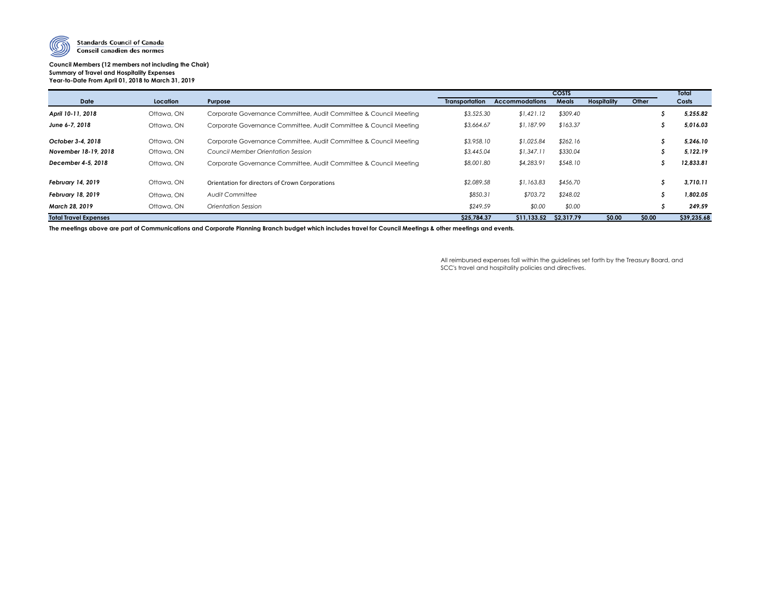Standards Council of Canada
Conseil canadien des normes

**Council Members (12 members not including the Chair)**
**Summary of Travel and Hospitality Expenses**
**Year-to-Date From April 01, 2018 to March 31, 2019**

| Date | Location | Purpose | COSTS Transportation | Accommodations | Meals | Hospitality | Other | Total Costs |
|---|---|---|---|---|---|---|---|---|
| *April 10-11, 2018* | Ottawa, ON | Corporate Governance Committee, Audit Committee & Council Meeting | *$3,525.30* | *$1,421.12* | *$309.40* | | | *$ 5,255.82* |
| *June 6-7, 2018* | Ottawa, ON | Corporate Governance Committee, Audit Committee & Council Meeting | *$3,664.67* | *$1,187.99* | *$163.37* | | | *$ 5,016.03* |
| *October 3-4, 2018* | Ottawa, ON | Corporate Governance Committee, Audit Committee & Council Meeting | *$3,958.10* | *$1,025.84* | *$262.16* | | | *$ 5,246.10* |
| *November 18-19, 2018* | Ottawa, ON | *Council Member Orientation Session* | *$3,445.04* | *$1,347.11* | *$330.04* | | | *$ 5,122.19* |
| *December 4-5, 2018* | Ottawa, ON | Corporate Governance Committee, Audit Committee & Council Meeting | *$8,001.80* | *$4,283.91* | *$548.10* | | | *$ 12,833.81* |
| *February 14, 2019* | Ottawa, ON | Orientation for directors of Crown Corporations | *$2,089.58* | *$1,163.83* | *$456.70* | | | *$ 3,710.11* |
| *February 18, 2019* | Ottawa, ON | *Audit Committee* | *$850.31* | *$703.72* | *$248.02* | | | *$ 1,802.05* |
| *March 28, 2019* | Ottawa, ON | *Orientation Session* | *$249.59* | *$0.00* | *$0.00* | | | *$ 249.59* |
| **Total Travel Expenses** | | | **$25,784.37** | **$11,133.52** | **$2,317.79** | **$0.00** | **$0.00** | **$39,235.68** |

**The meetings above are part of Communications and Corporate Planning Branch budget which includes travel for Council Meetings & other meetings and events.**

All reimbursed expenses fall within the guidelines set forth by the Treasury Board, and SCC's travel and hospitality policies and directives.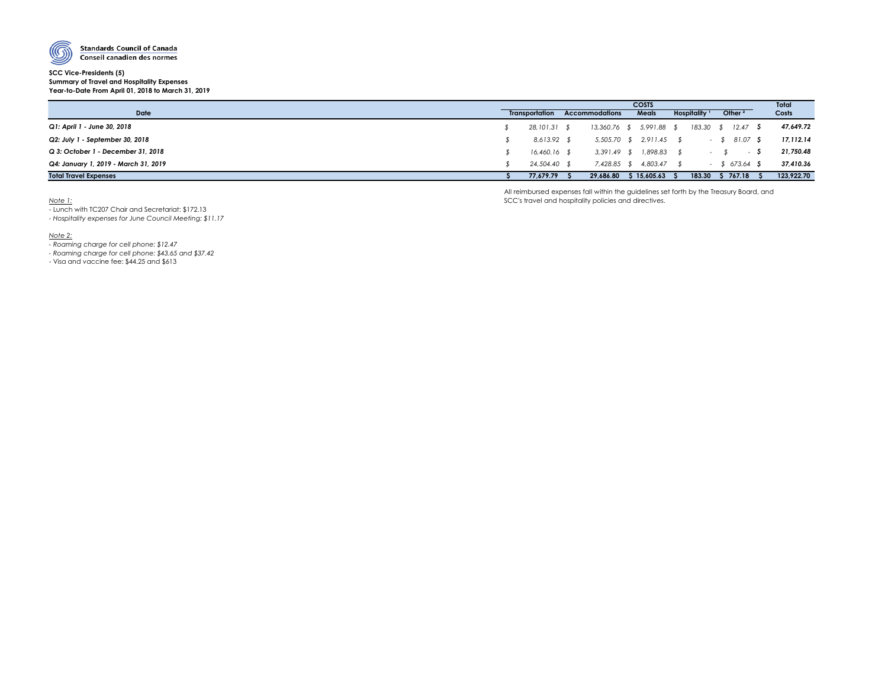Standards Council of Canada
Conseil canadien des normes

**SCC Vice-Presidents (5)**
**Summary of Travel and Hospitality Expenses**
**Year-to-Date From April 01, 2018 to March 31, 2019**

| Date | Transportation | Accommodations | Meals | Hospitality [1] | Other [2] | Total Costs |
|---|---|---|---|---|---|---|
| *Q1: April 1 - June 30, 2018* | $ 28,101.31 | $ 13,360.76 | $ 5,991.88 | $ 183.30 | $ 12.47 | **$ 47,649.72** |
| *Q2: July 1 - September 30, 2018* | $ 8,613.92 | $ 5,505.70 | $ 2,911.45 | $ - | $ 81.07 | **$ 17,112.14** |
| *Q 3: October 1 - December 31, 2018* | $ 16,460.16 | $ 3,391.49 | $ 1,898.83 | $ - | $ - | **$ 21,750.48** |
| *Q4: January 1, 2019 - March 31, 2019* | $ 24,504.40 | $ 7,428.85 | $ 4,803.47 | $ - | $ 673.64 | **$ 37,410.36** |
| **Total Travel Expenses** | **$ 77,679.79** | **$ 29,686.80** | **$ 15,605.63** | **$ 183.30** | **$ 767.18** | **$ 123,922.70** |

All reimbursed expenses fall within the guidelines set forth by the Treasury Board, and SCC's travel and hospitality policies and directives.

*Note 1:*
- Lunch with TC207 Chair and Secretariat: $172.13
- *Hospitality expenses for June Council Meeting: $11.17*

*Note 2:*
- *Roaming charge for cell phone: $12.47*
- *Roaming charge for cell phone: $43.65 and $37.42*
- Visa and vaccine fee: $44.25 and $613